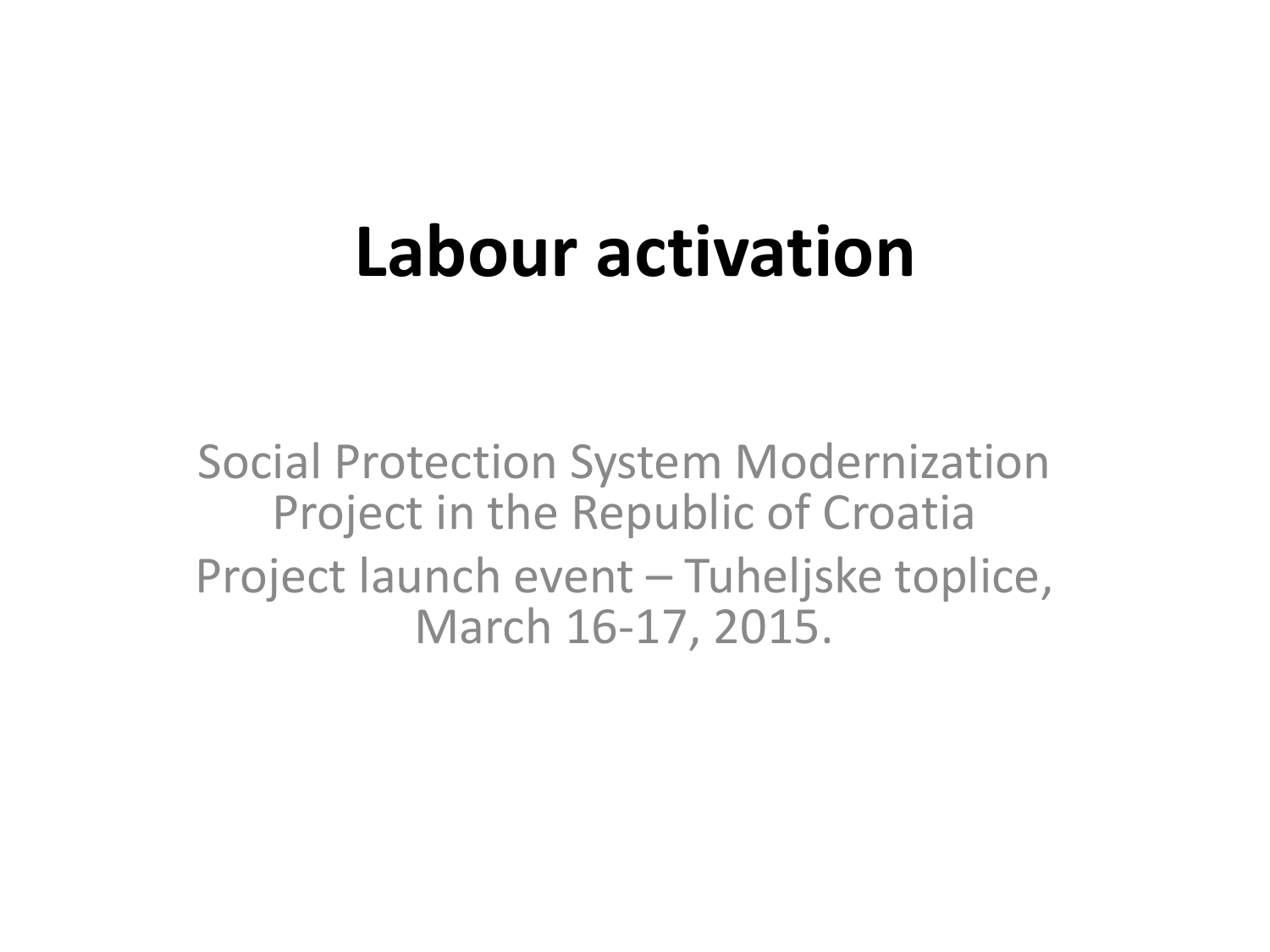# Labour activation

Social Protection System Modernization Project in the Republic of Croatia

Project launch event – Tuheljske toplice, March 16-17, 2015.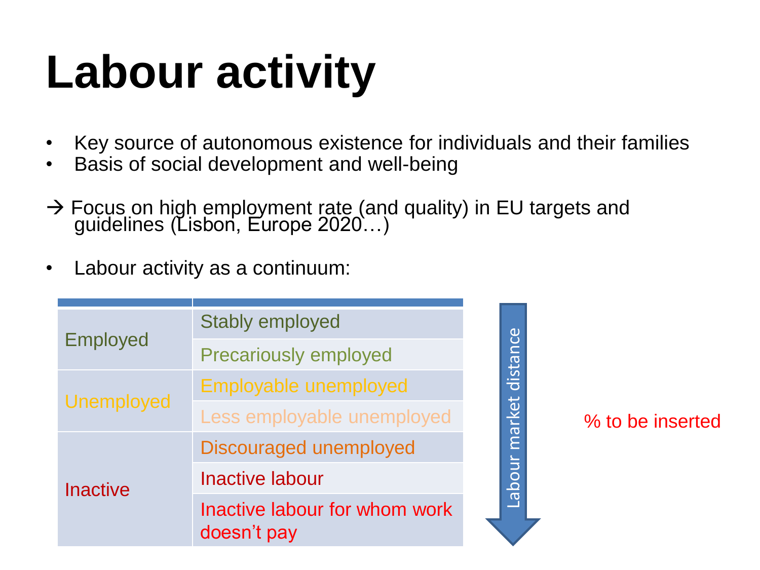# Labour activity

- Key source of autonomous existence for individuals and their families
- Basis of social development and well-being

→ Focus on high employment rate (and quality) in EU targets and guidelines (Lisbon, Europe 2020…)

- Labour activity as a continuum:

| | |
|---|---|
| Employed | Stably employed |
| | Precariously employed |
| Unemployed | Employable unemployed |
| | Less employable unemployed |
| Inactive | Discouraged unemployed |
| | Inactive labour |
| | Inactive labour for whom work doesn't pay |

Labour market distance

% to be inserted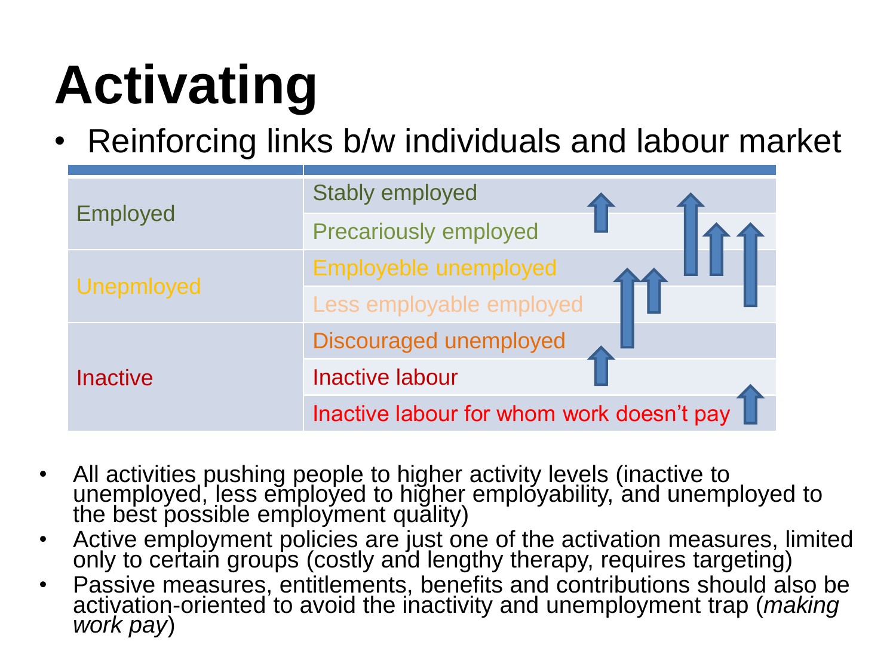# Activating

- Reinforcing links b/w individuals and labour market

| | |
|---|---|
| Employed | Stably employed |
| | Precariously employed |
| Unepmloyed | Employeble unemployed |
| | Less employable employed |
| Inactive | Discouraged unemployed |
| | Inactive labour |
| | Inactive labour for whom work doesn't pay |

- All activities pushing people to higher activity levels (inactive to unemployed, less employed to higher employability, and unemployed to the best possible employment quality)
- Active employment policies are just one of the activation measures, limited only to certain groups (costly and lengthy therapy, requires targeting)
- Passive measures, entitlements, benefits and contributions should also be activation-oriented to avoid the inactivity and unemployment trap (*making work pay*)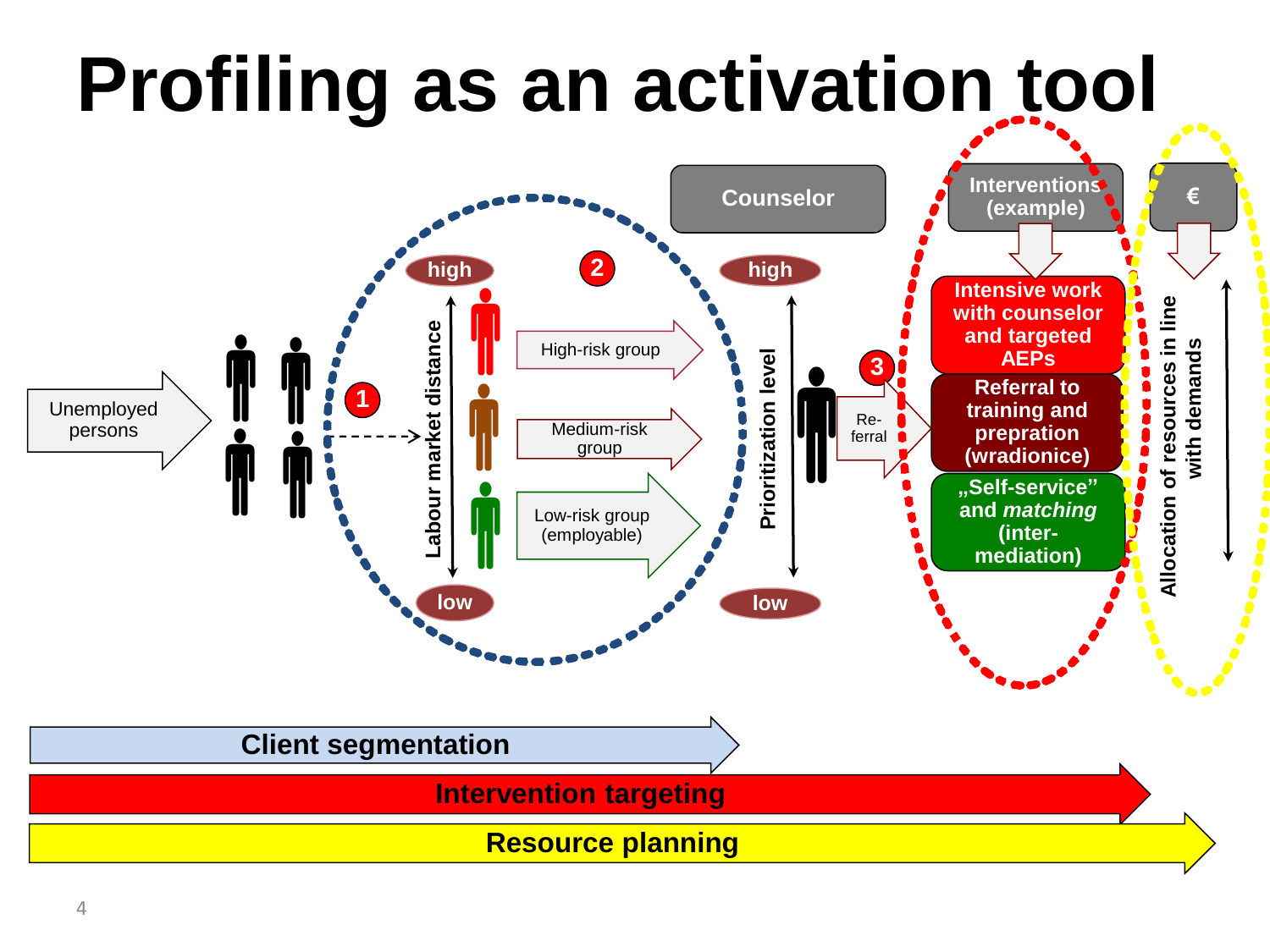# Profiling as an activation tool

Unemployed persons

1

high

Labour market distance

low

2

High-risk group

Medium-risk group

Low-risk group (employable)

Counselor

high

Prioritization level

low

3

Re-ferral

Interventions (example)

Intensive work with counselor and targeted AEPs

Referral to training and prepration (wradionice)

„Self-service" and *matching* (inter-mediation)

€

Allocation of resources in line with demands

Client segmentation

Intervention targeting

Resource planning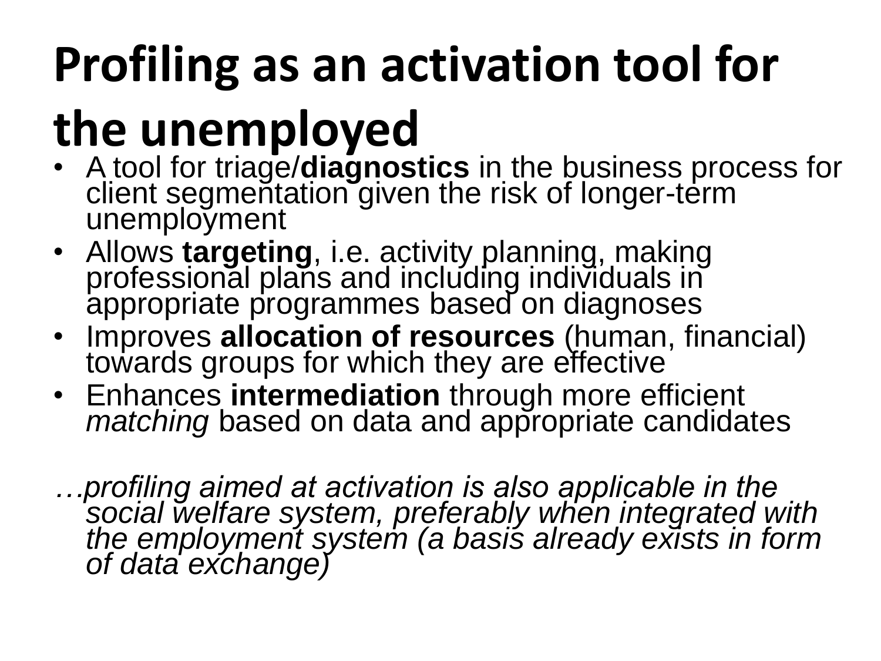# Profiling as an activation tool for the unemployed

- A tool for triage/**diagnostics** in the business process for client segmentation given the risk of longer-term unemployment
- Allows **targeting**, i.e. activity planning, making professional plans and including individuals in appropriate programmes based on diagnoses
- Improves **allocation of resources** (human, financial) towards groups for which they are effective
- Enhances **intermediation** through more efficient *matching* based on data and appropriate candidates

*…profiling aimed at activation is also applicable in the social welfare system, preferably when integrated with the employment system (a basis already exists in form of data exchange)*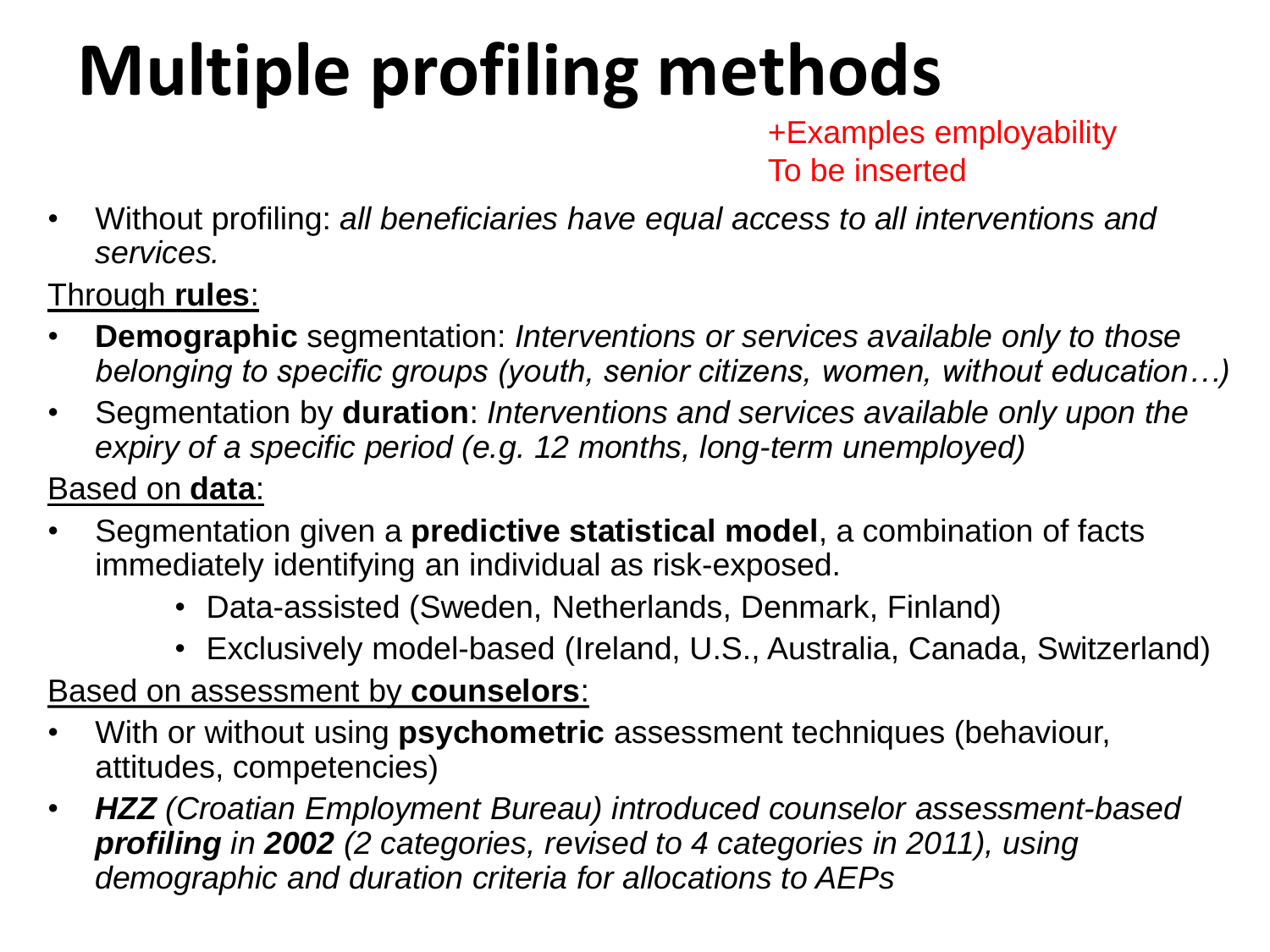# Multiple profiling methods

+Examples employability
To be inserted

- Without profiling: *all beneficiaries have equal access to all interventions and services.*

Through **rules**:

- **Demographic** segmentation: *Interventions or services available only to those belonging to specific groups (youth, senior citizens, women, without education…)*
- Segmentation by **duration**: *Interventions and services available only upon the expiry of a specific period (e.g. 12 months, long-term unemployed)*

Based on **data**:

- Segmentation given a **predictive statistical model**, a combination of facts immediately identifying an individual as risk-exposed.
    - Data-assisted (Sweden, Netherlands, Denmark, Finland)
    - Exclusively model-based (Ireland, U.S., Australia, Canada, Switzerland)

Based on assessment by **counselors**:

- With or without using **psychometric** assessment techniques (behaviour, attitudes, competencies)
- ***HZZ*** *(Croatian Employment Bureau) introduced counselor assessment-based* ***profiling*** *in* ***2002*** *(2 categories, revised to 4 categories in 2011), using demographic and duration criteria for allocations to AEPs*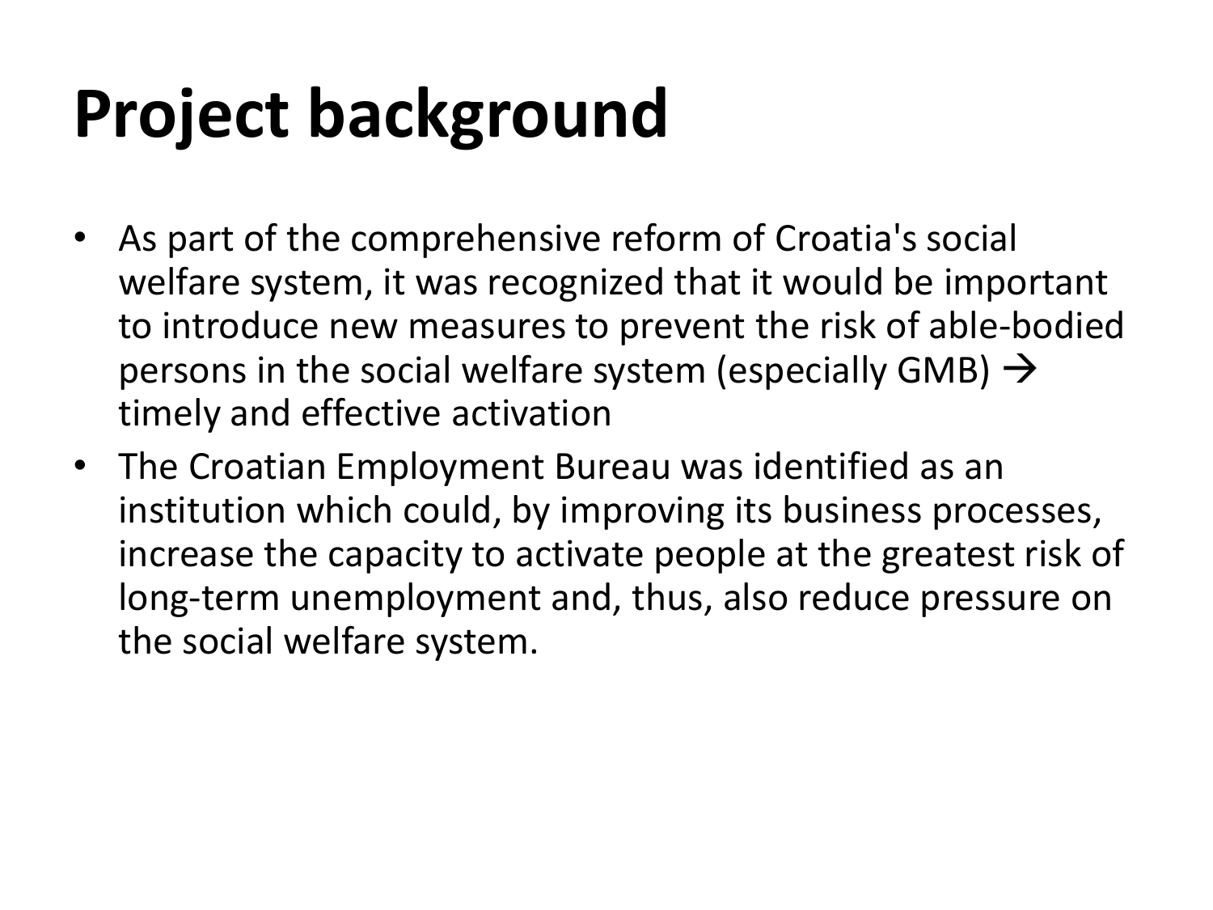# Project background

- As part of the comprehensive reform of Croatia's social welfare system, it was recognized that it would be important to introduce new measures to prevent the risk of able-bodied persons in the social welfare system (especially GMB) → timely and effective activation
- The Croatian Employment Bureau was identified as an institution which could, by improving its business processes, increase the capacity to activate people at the greatest risk of long-term unemployment and, thus, also reduce pressure on the social welfare system.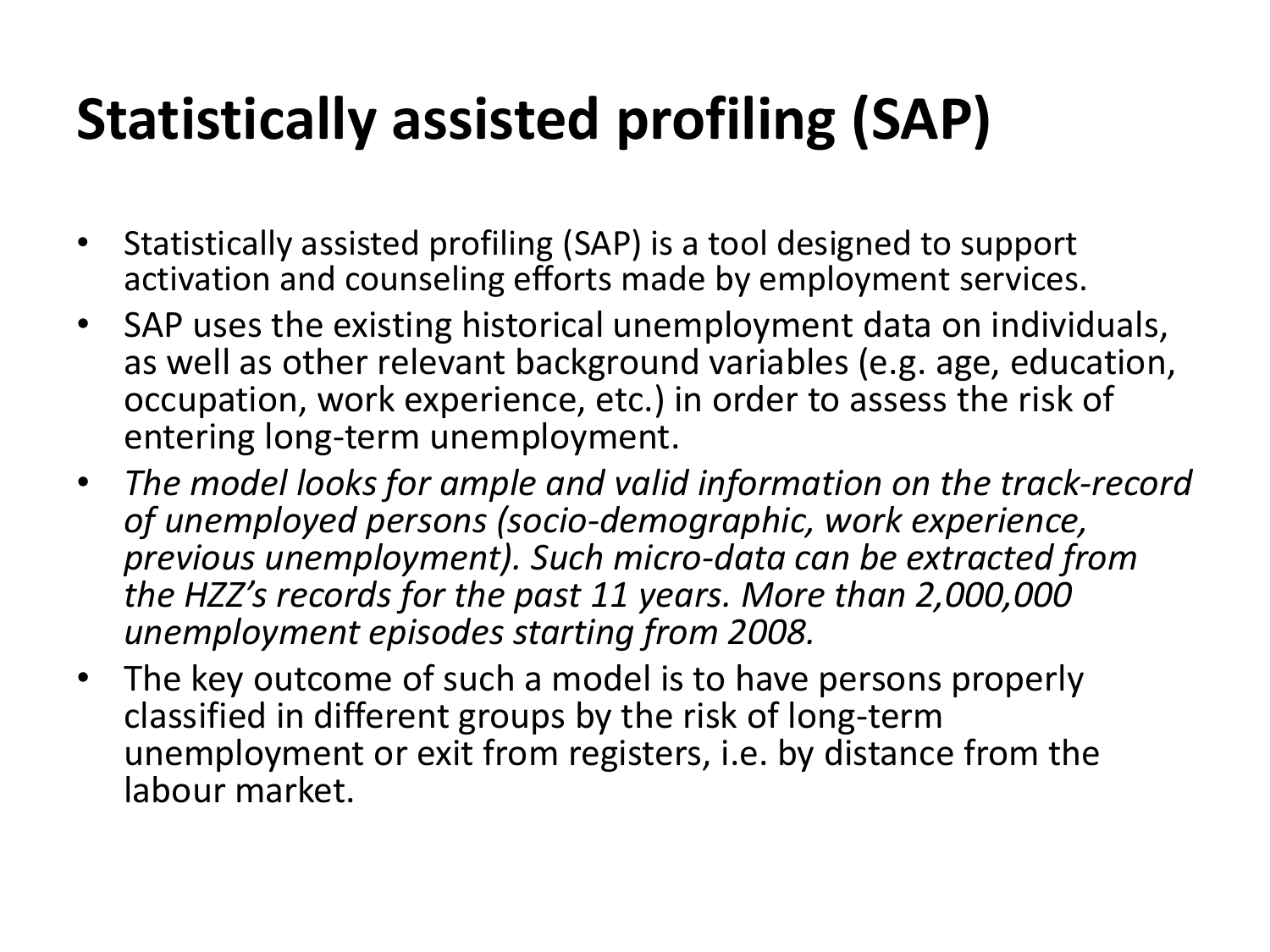# Statistically assisted profiling (SAP)

- Statistically assisted profiling (SAP) is a tool designed to support activation and counseling efforts made by employment services.
- SAP uses the existing historical unemployment data on individuals, as well as other relevant background variables (e.g. age, education, occupation, work experience, etc.) in order to assess the risk of entering long-term unemployment.
- *The model looks for ample and valid information on the track-record of unemployed persons (socio-demographic, work experience, previous unemployment). Such micro-data can be extracted from the HZZ's records for the past 11 years. More than 2,000,000 unemployment episodes starting from 2008.*
- The key outcome of such a model is to have persons properly classified in different groups by the risk of long-term unemployment or exit from registers, i.e. by distance from the labour market.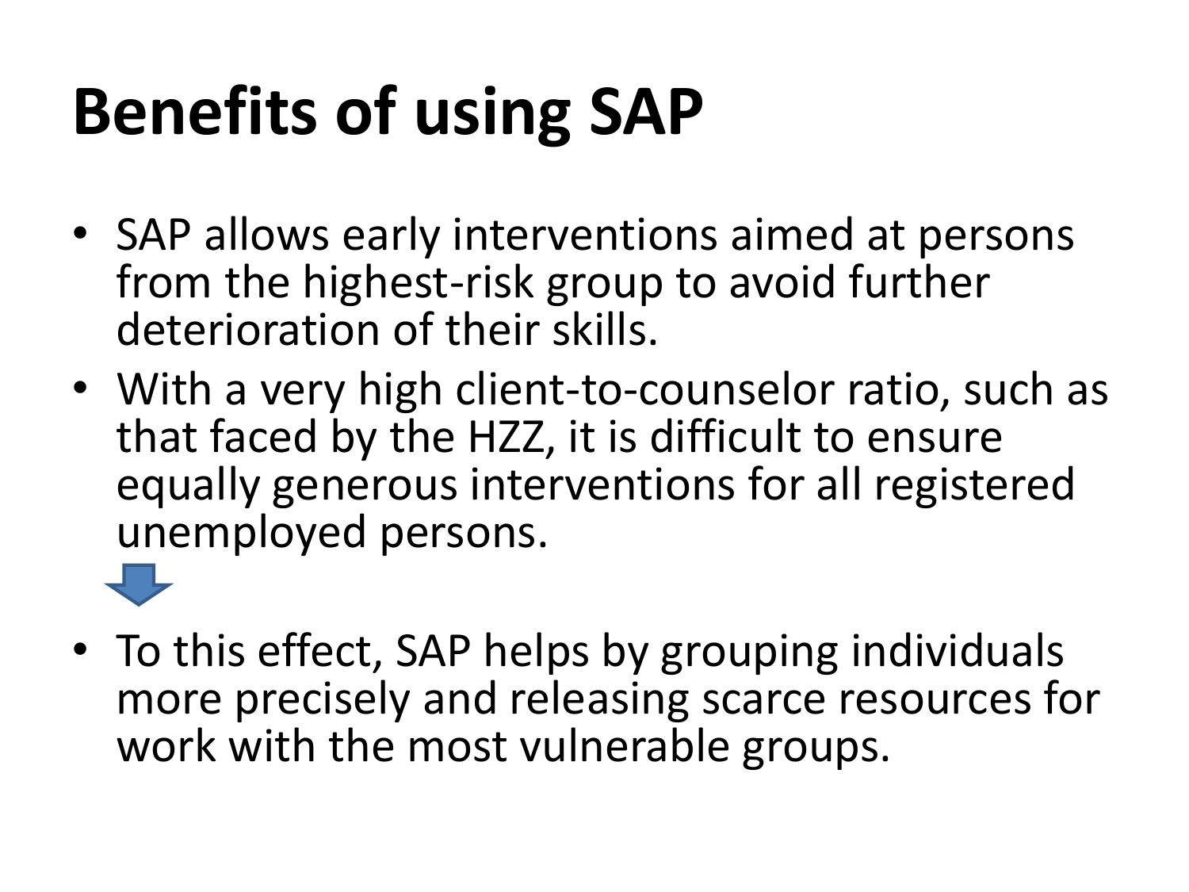# Benefits of using SAP

- SAP allows early interventions aimed at persons from the highest-risk group to avoid further deterioration of their skills.
- With a very high client-to-counselor ratio, such as that faced by the HZZ, it is difficult to ensure equally generous interventions for all registered unemployed persons.

- To this effect, SAP helps by grouping individuals more precisely and releasing scarce resources for work with the most vulnerable groups.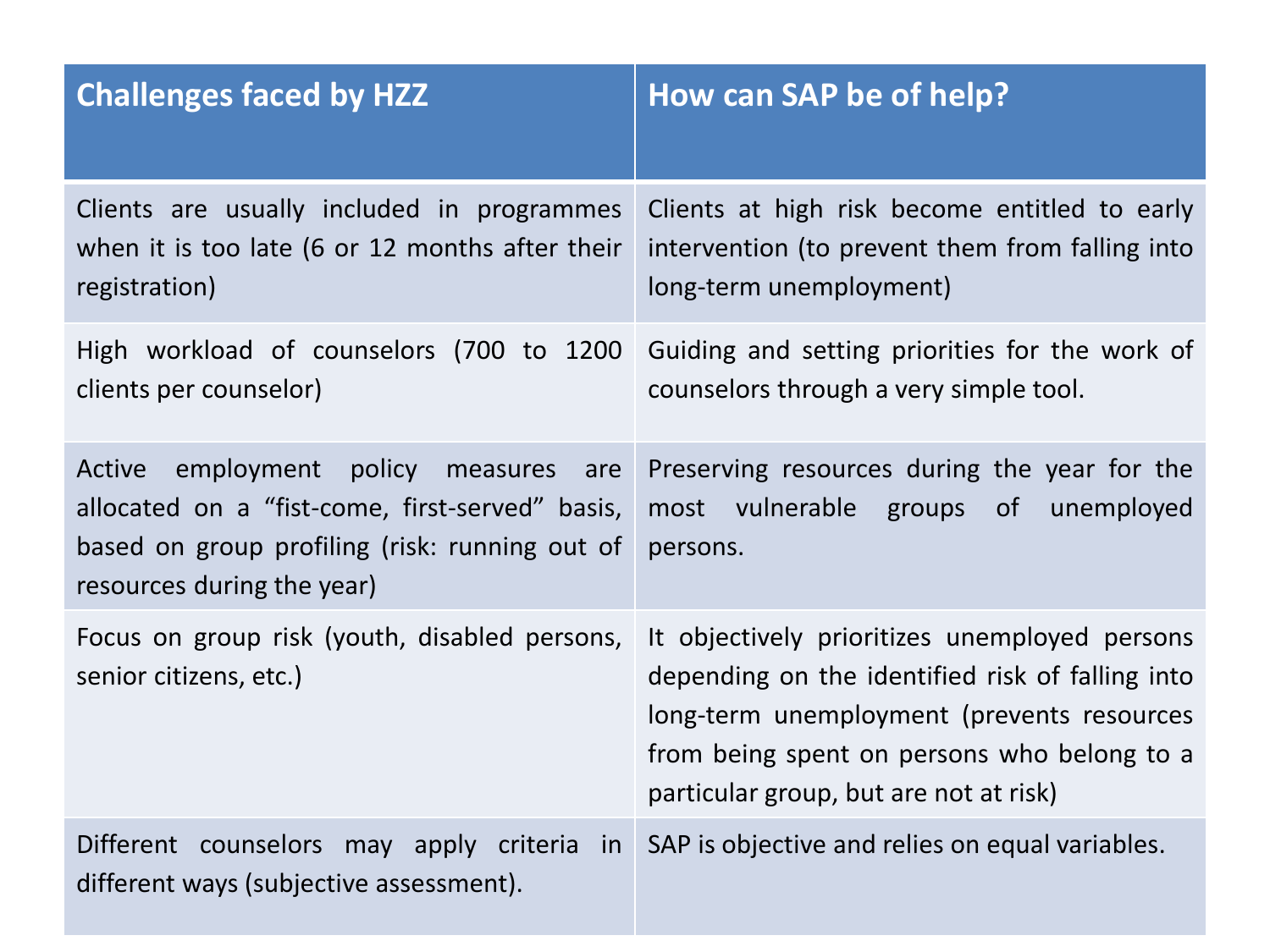| Challenges faced by HZZ | How can SAP be of help? |
|---|---|
| Clients are usually included in programmes when it is too late (6 or 12 months after their registration) | Clients at high risk become entitled to early intervention (to prevent them from falling into long-term unemployment) |
| High workload of counselors (700 to 1200 clients per counselor) | Guiding and setting priorities for the work of counselors through a very simple tool. |
| Active employment policy measures are allocated on a "fist-come, first-served" basis, based on group profiling (risk: running out of resources during the year) | Preserving resources during the year for the most vulnerable groups of unemployed persons. |
| Focus on group risk (youth, disabled persons, senior citizens, etc.) | It objectively prioritizes unemployed persons depending on the identified risk of falling into long-term unemployment (prevents resources from being spent on persons who belong to a particular group, but are not at risk) |
| Different counselors may apply criteria in different ways (subjective assessment). | SAP is objective and relies on equal variables. |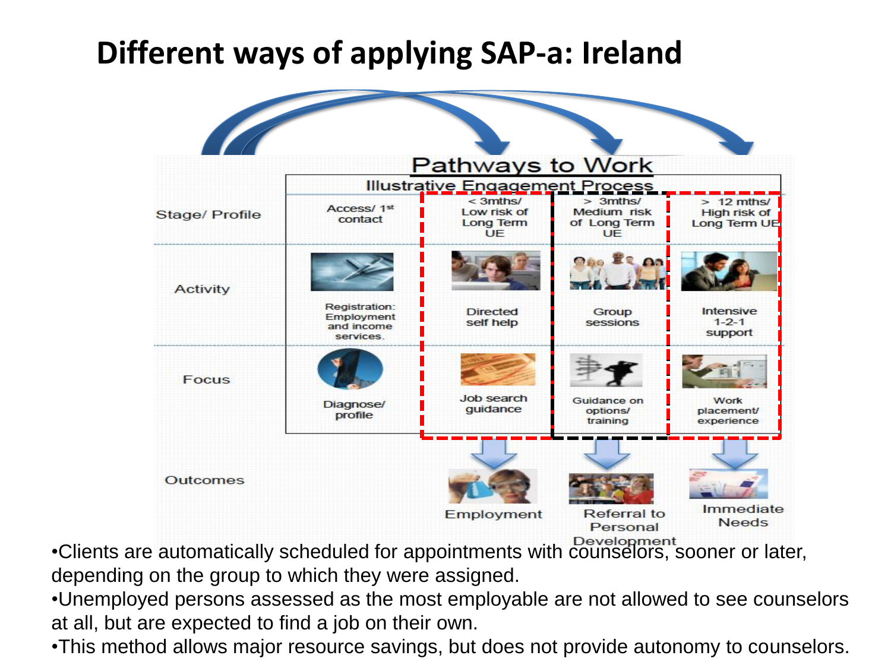# Different ways of applying SAP-a: Ireland

Pathways to Work

Illustrative Engagement Process

| Stage/ Profile | Access/ 1st contact | < 3mths/ Low risk of Long Term UE | > 3mths/ Medium risk of Long Term UE | > 12 mths/ High risk of Long Term UE |
|---|---|---|---|---|
| Activity | Registration: Employment and income services. | Directed self help | Group sessions | Intensive 1-2-1 support |
| Focus | Diagnose/ profile | Job search guidance | Guidance on options/ training | Work placement/ experience |
| Outcomes | | Employment | Referral to Personal Development | Immediate Needs |

- Clients are automatically scheduled for appointments with counselors, sooner or later, depending on the group to which they were assigned.
- Unemployed persons assessed as the most employable are not allowed to see counselors at all, but are expected to find a job on their own.
- This method allows major resource savings, but does not provide autonomy to counselors.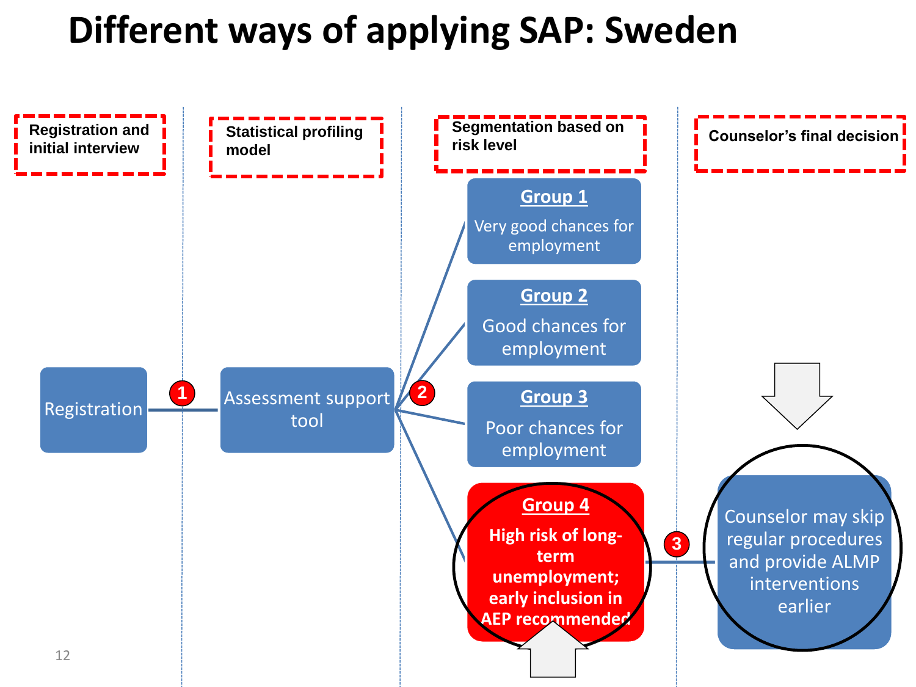# Different ways of applying SAP: Sweden

Registration and initial interview

Statistical profiling model

Segmentation based on risk level

Counselor's final decision

Registration

1

Assessment support tool

2

**Group 1**

Very good chances for employment

**Group 2**

Good chances for employment

**Group 3**

Poor chances for employment

**Group 4**

**High risk of long-term unemployment; early inclusion in AEP recommended**

3

Counselor may skip regular procedures and provide ALMP interventions earlier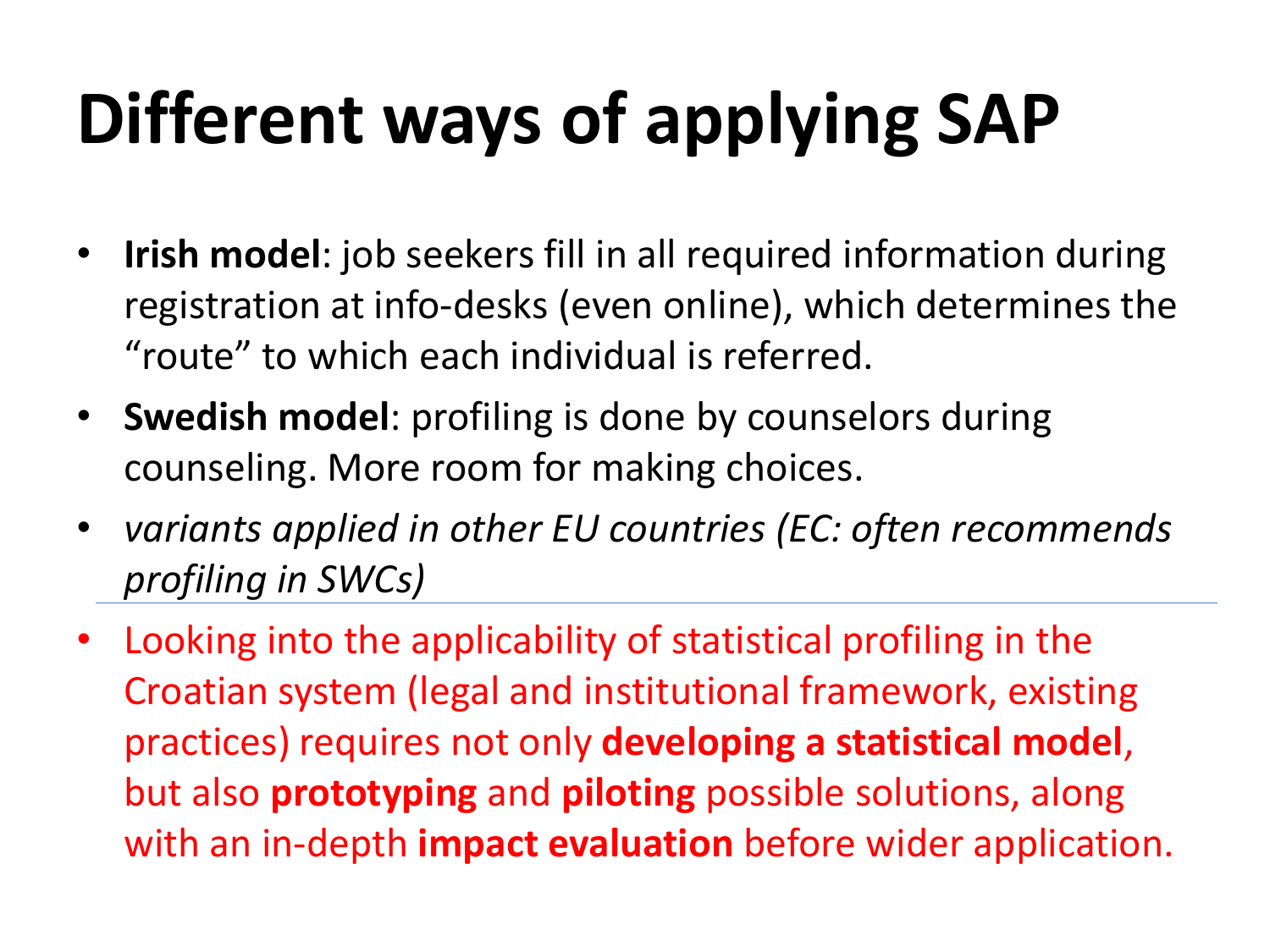# Different ways of applying SAP

- **Irish model**: job seekers fill in all required information during registration at info-desks (even online), which determines the "route" to which each individual is referred.
- **Swedish model**: profiling is done by counselors during counseling. More room for making choices.
- *variants applied in other EU countries (EC: often recommends profiling in SWCs)*

---

- Looking into the applicability of statistical profiling in the Croatian system (legal and institutional framework, existing practices) requires not only **developing a statistical model**, but also **prototyping** and **piloting** possible solutions, along with an in-depth **impact evaluation** before wider application.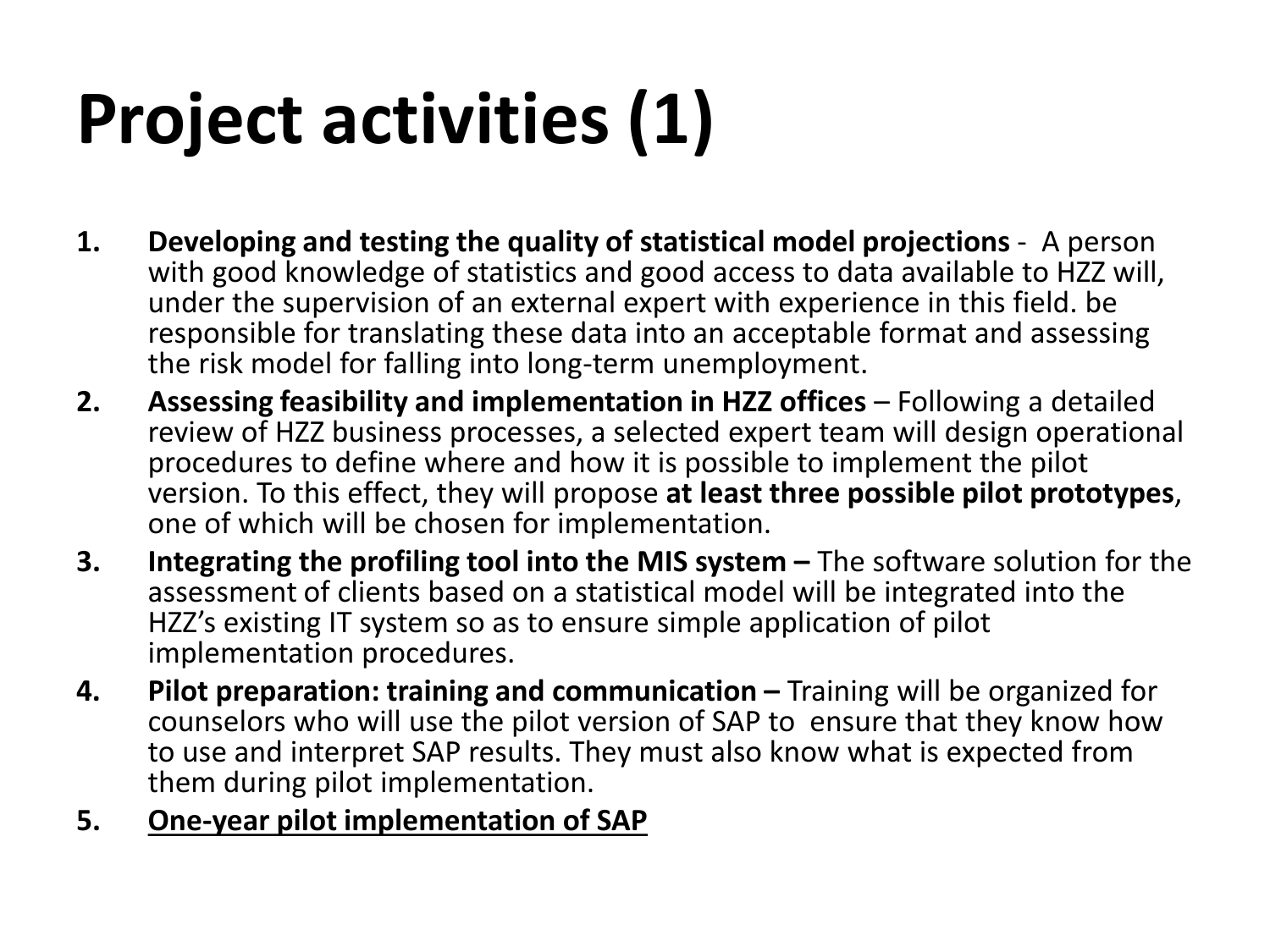# Project activities (1)

1. **Developing and testing the quality of statistical model projections** - A person with good knowledge of statistics and good access to data available to HZZ will, under the supervision of an external expert with experience in this field. be responsible for translating these data into an acceptable format and assessing the risk model for falling into long-term unemployment.
2. **Assessing feasibility and implementation in HZZ offices** – Following a detailed review of HZZ business processes, a selected expert team will design operational procedures to define where and how it is possible to implement the pilot version. To this effect, they will propose **at least three possible pilot prototypes**, one of which will be chosen for implementation.
3. **Integrating the profiling tool into the MIS system –** The software solution for the assessment of clients based on a statistical model will be integrated into the HZZ's existing IT system so as to ensure simple application of pilot implementation procedures.
4. **Pilot preparation: training and communication –** Training will be organized for counselors who will use the pilot version of SAP to ensure that they know how to use and interpret SAP results. They must also know what is expected from them during pilot implementation.
5. **<u>One-year pilot implementation of SAP</u>**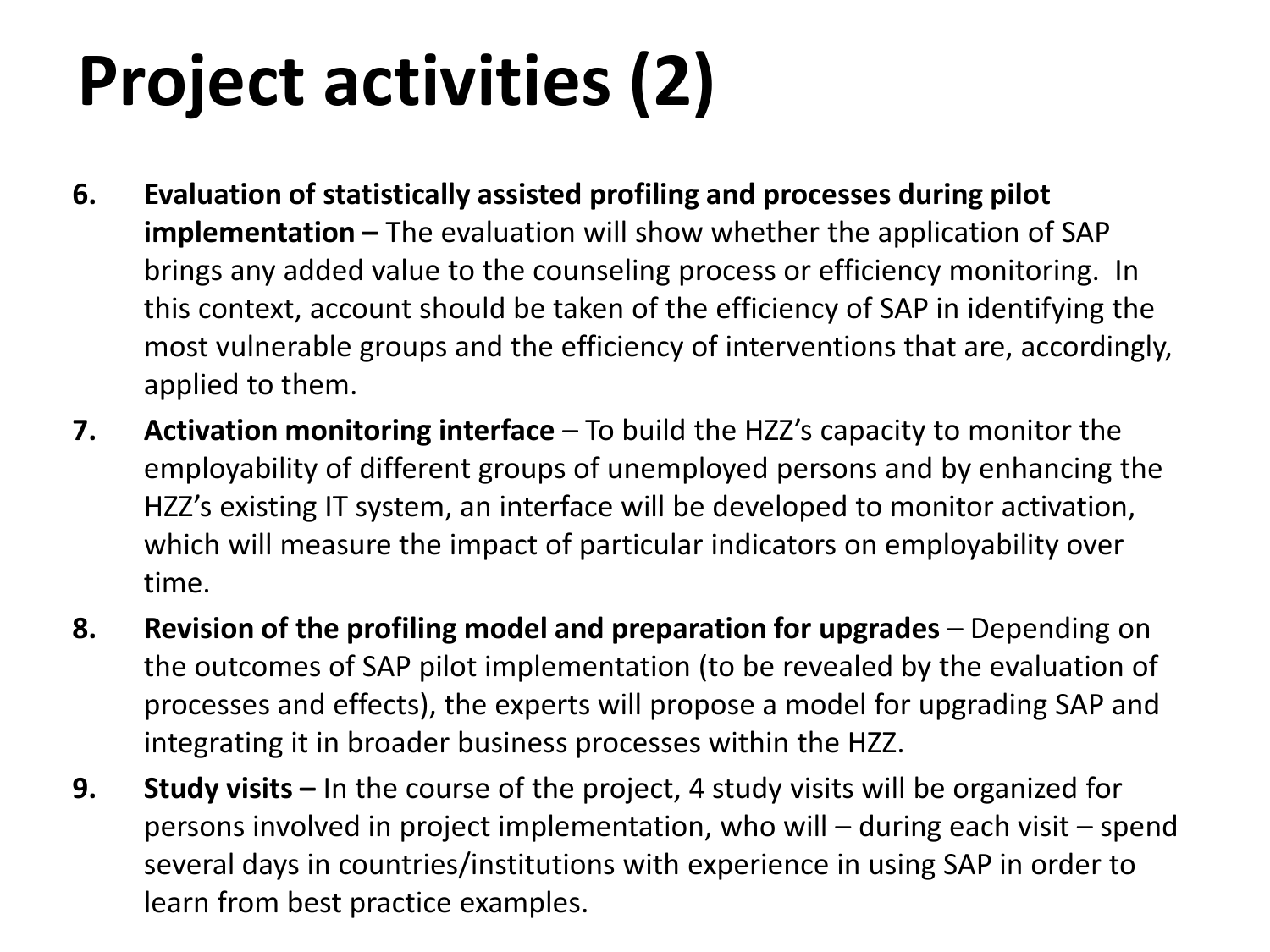# Project activities (2)

6. **Evaluation of statistically assisted profiling and processes during pilot implementation –** The evaluation will show whether the application of SAP brings any added value to the counseling process or efficiency monitoring. In this context, account should be taken of the efficiency of SAP in identifying the most vulnerable groups and the efficiency of interventions that are, accordingly, applied to them.
7. **Activation monitoring interface** – To build the HZZ's capacity to monitor the employability of different groups of unemployed persons and by enhancing the HZZ's existing IT system, an interface will be developed to monitor activation, which will measure the impact of particular indicators on employability over time.
8. **Revision of the profiling model and preparation for upgrades** – Depending on the outcomes of SAP pilot implementation (to be revealed by the evaluation of processes and effects), the experts will propose a model for upgrading SAP and integrating it in broader business processes within the HZZ.
9. **Study visits –** In the course of the project, 4 study visits will be organized for persons involved in project implementation, who will – during each visit – spend several days in countries/institutions with experience in using SAP in order to learn from best practice examples.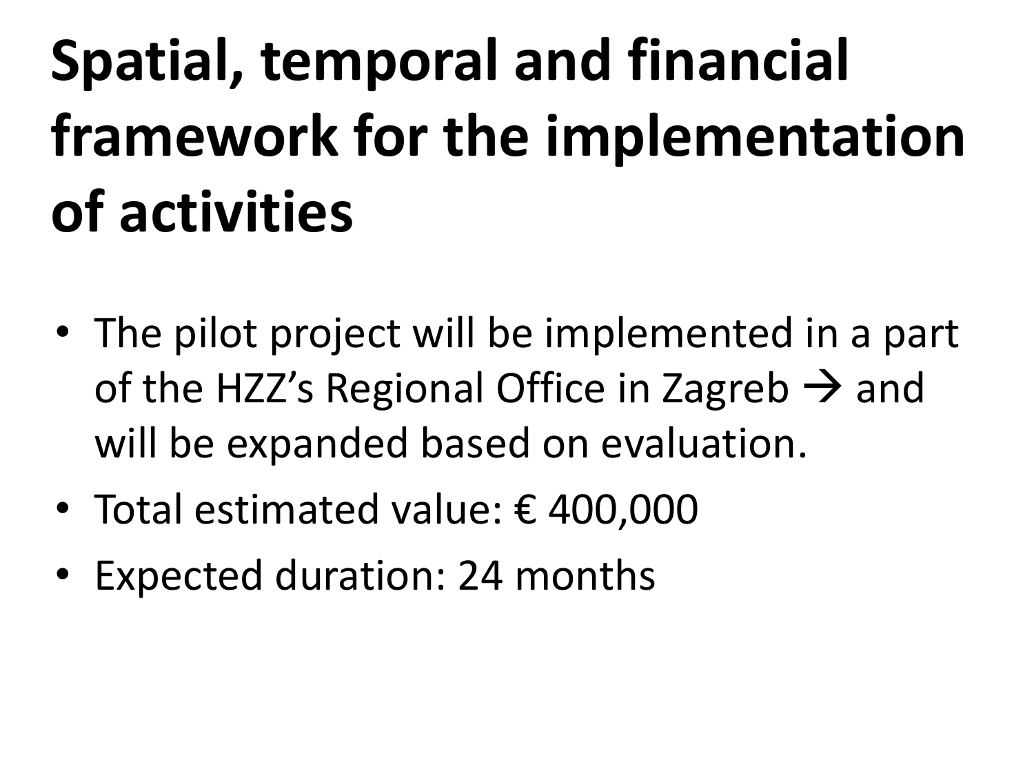# Spatial, temporal and financial framework for the implementation of activities

- The pilot project will be implemented in a part of the HZZ’s Regional Office in Zagreb → and will be expanded based on evaluation.
- Total estimated value: € 400,000
- Expected duration: 24 months